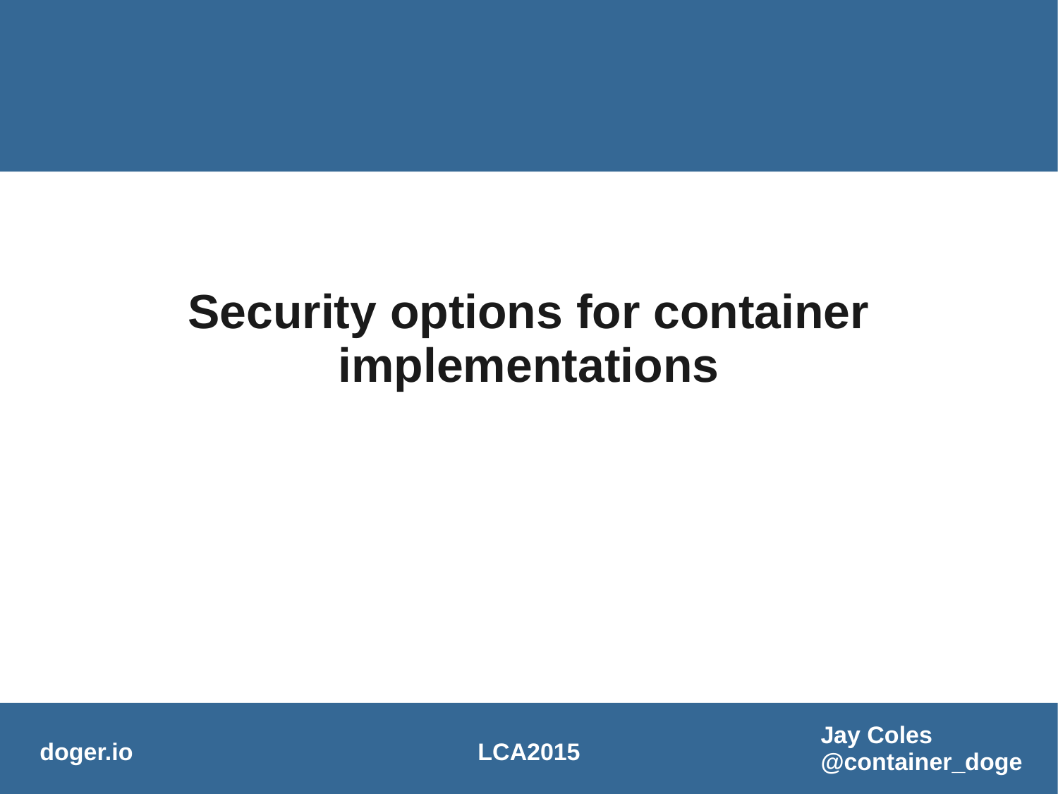# Security options for container implementations

doger.io

LCA2015

Jay Coles
@container_doge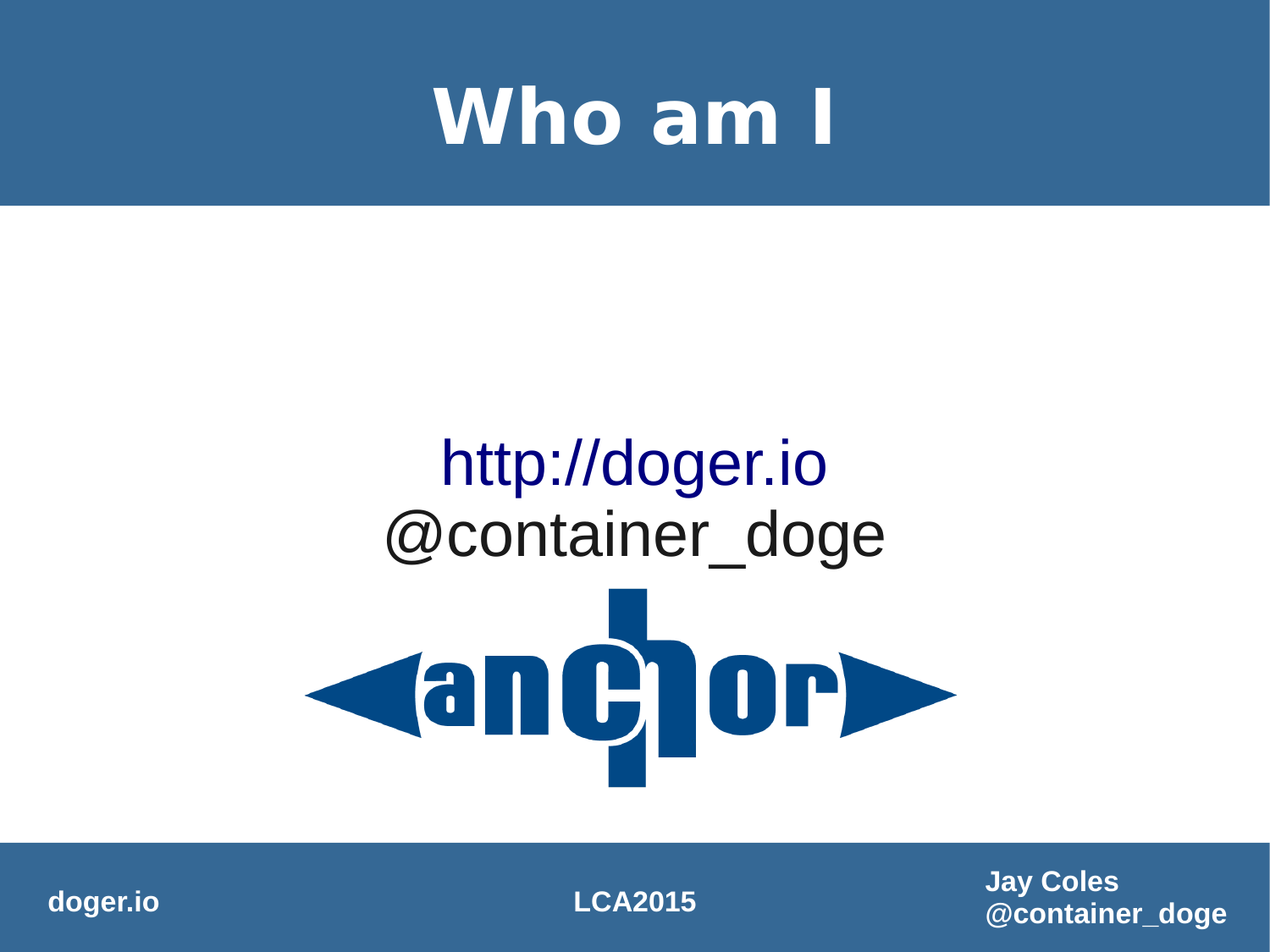# Who am I

http://doger.io

@container_doge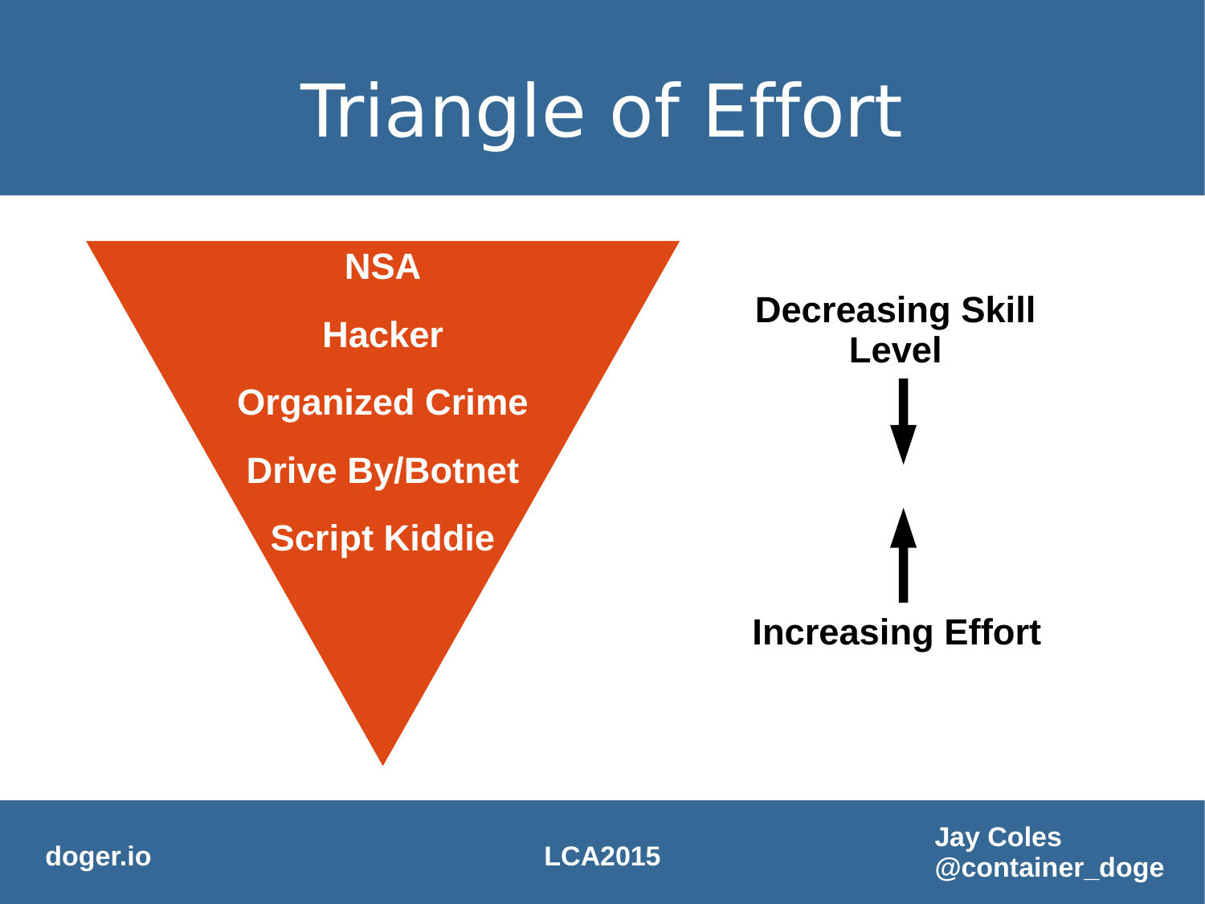# Triangle of Effort

- NSA
- Hacker
- Organized Crime
- Drive By/Botnet
- Script Kiddie

**Decreasing Skill Level** ↓

↑ **Increasing Effort**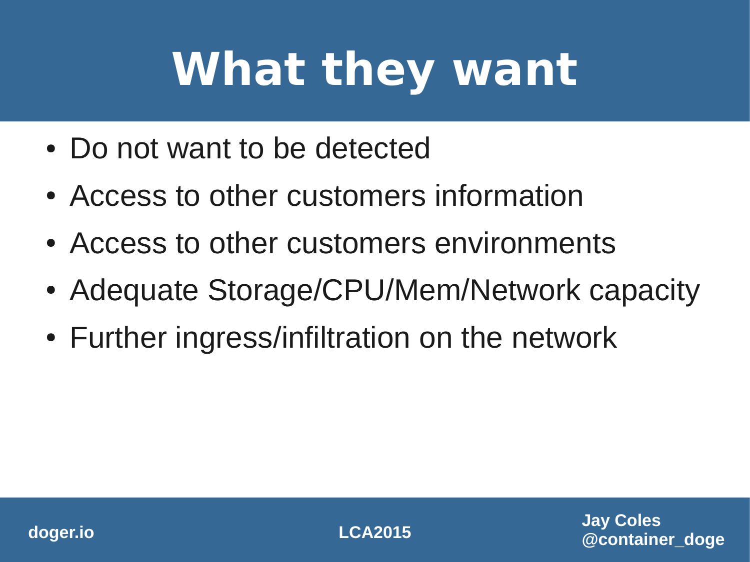# What they want

- Do not want to be detected
- Access to other customers information
- Access to other customers environments
- Adequate Storage/CPU/Mem/Network capacity
- Further ingress/infiltration on the network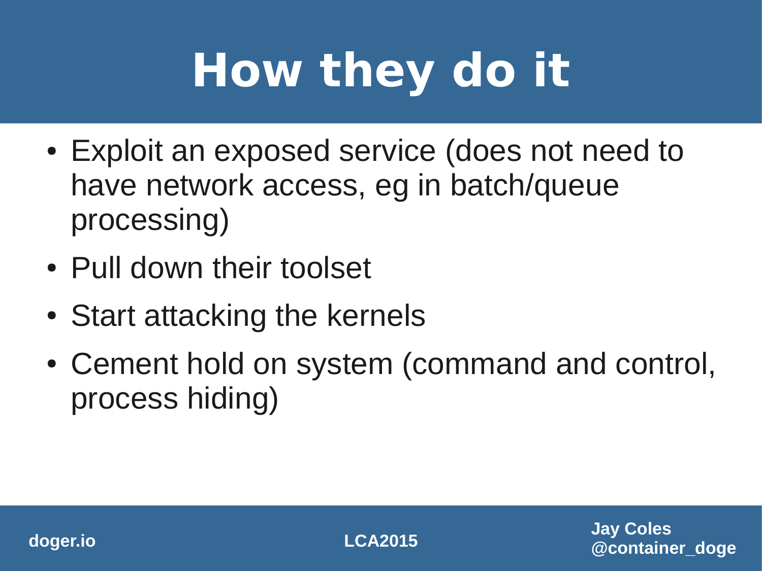# How they do it

- Exploit an exposed service (does not need to have network access, eg in batch/queue processing)
- Pull down their toolset
- Start attacking the kernels
- Cement hold on system (command and control, process hiding)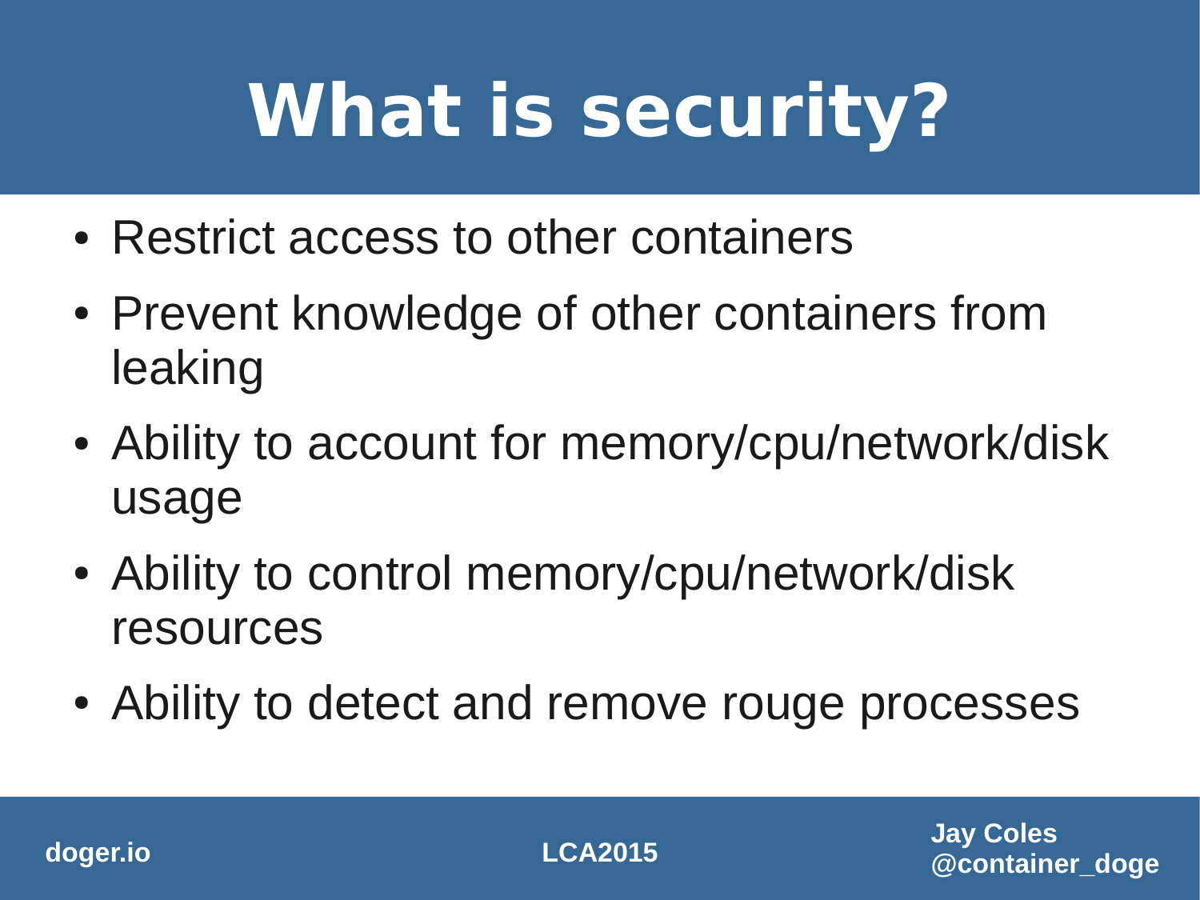# What is security?

- Restrict access to other containers
- Prevent knowledge of other containers from leaking
- Ability to account for memory/cpu/network/disk usage
- Ability to control memory/cpu/network/disk resources
- Ability to detect and remove rouge processes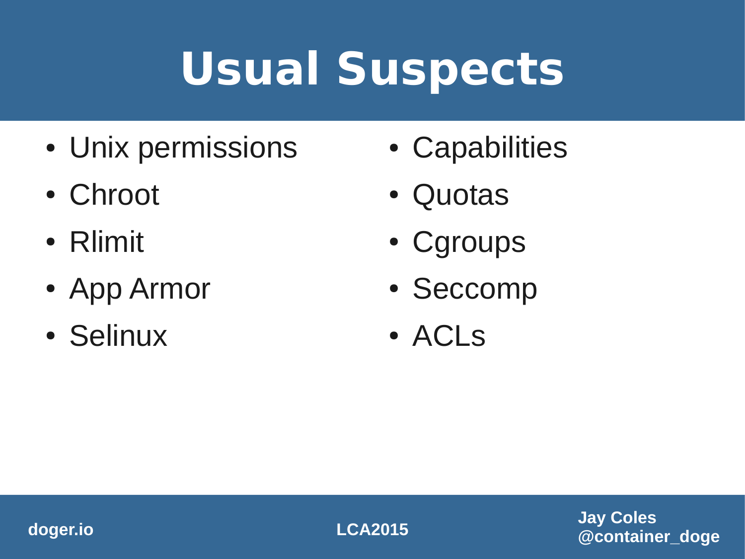# Usual Suspects

- Unix permissions
- Chroot
- Rlimit
- App Armor
- Selinux
- Capabilities
- Quotas
- Cgroups
- Seccomp
- ACLs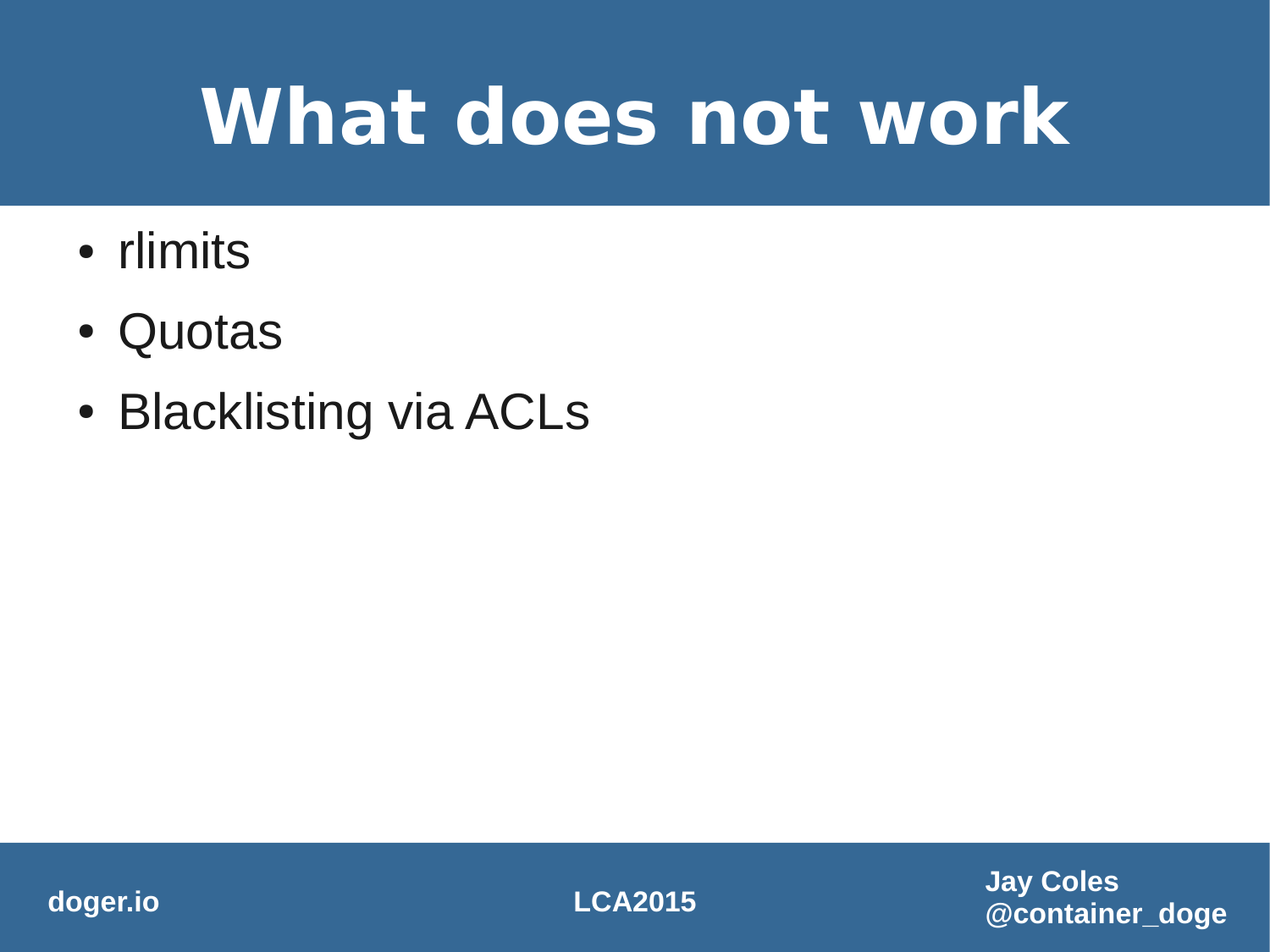# What does not work

- rlimits
- Quotas
- Blacklisting via ACLs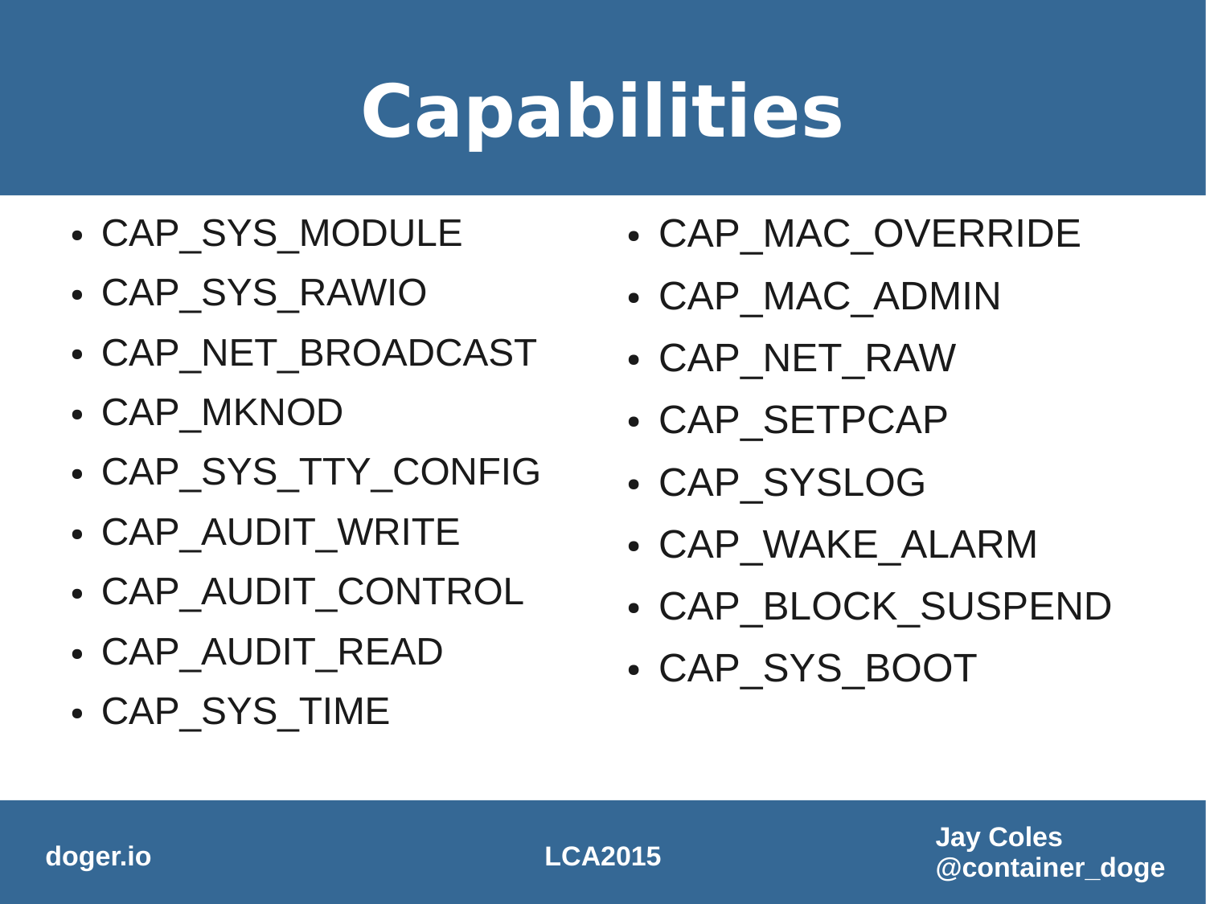# Capabilities

- CAP_SYS_MODULE
- CAP_SYS_RAWIO
- CAP_NET_BROADCAST
- CAP_MKNOD
- CAP_SYS_TTY_CONFIG
- CAP_AUDIT_WRITE
- CAP_AUDIT_CONTROL
- CAP_AUDIT_READ
- CAP_SYS_TIME
- CAP_MAC_OVERRIDE
- CAP_MAC_ADMIN
- CAP_NET_RAW
- CAP_SETPCAP
- CAP_SYSLOG
- CAP_WAKE_ALARM
- CAP_BLOCK_SUSPEND
- CAP_SYS_BOOT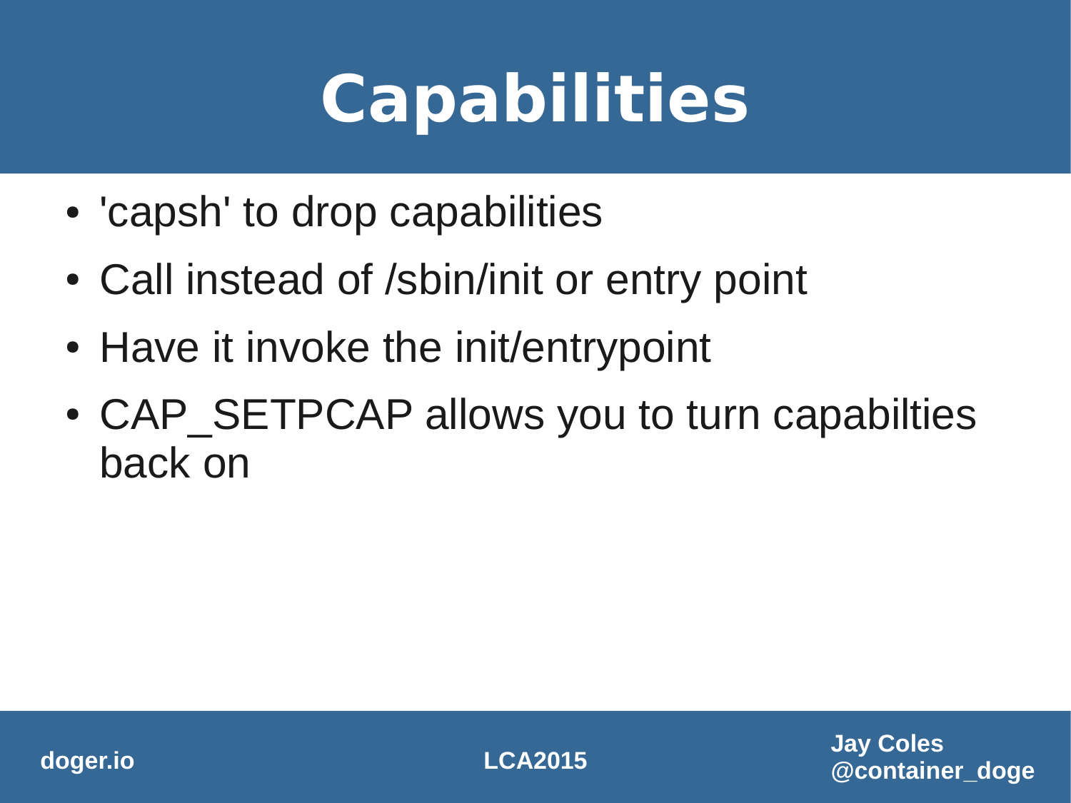# Capabilities

- 'capsh' to drop capabilities
- Call instead of /sbin/init or entry point
- Have it invoke the init/entrypoint
- CAP_SETPCAP allows you to turn capabilties back on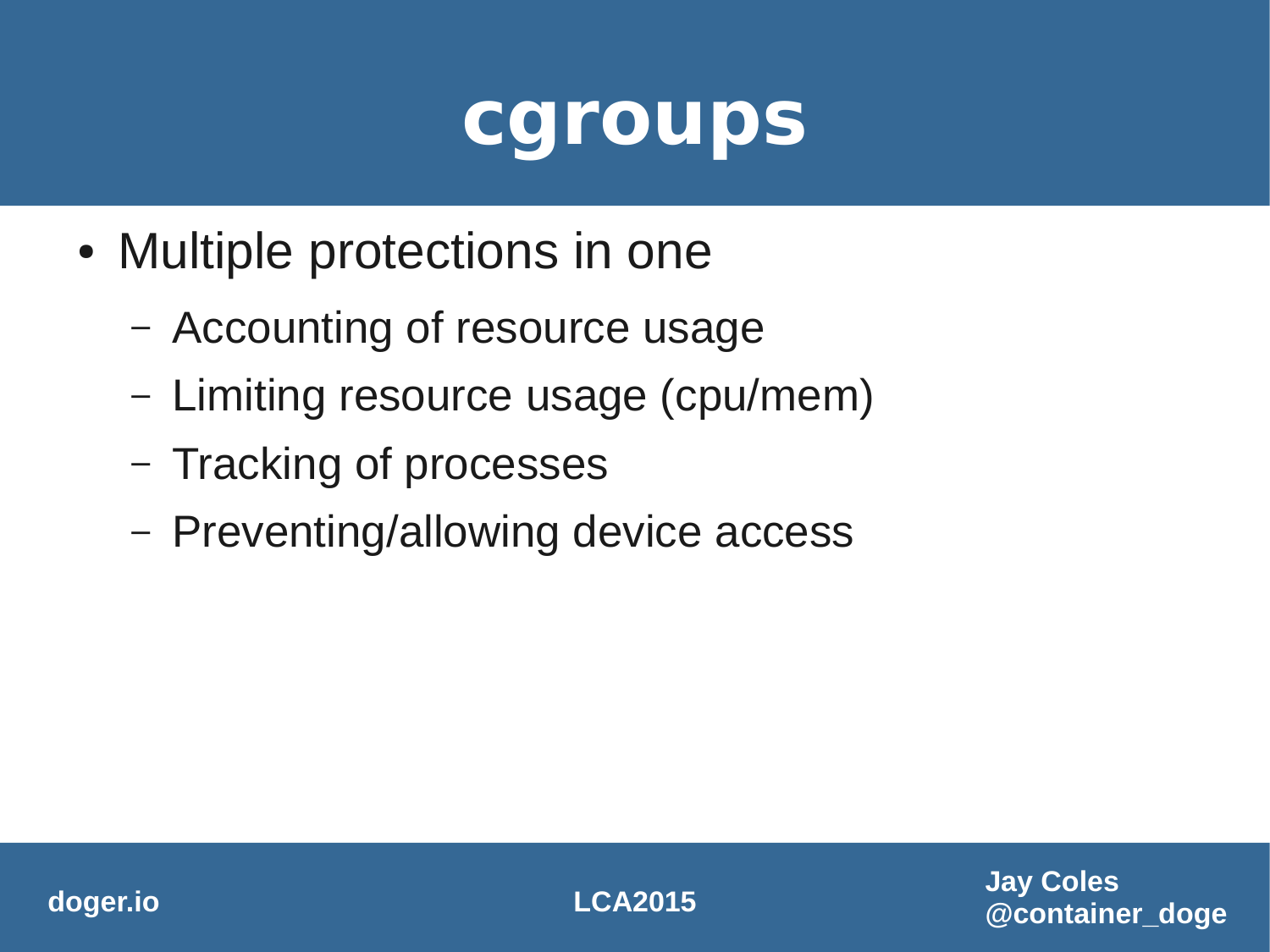# cgroups

- Multiple protections in one
  - Accounting of resource usage
  - Limiting resource usage (cpu/mem)
  - Tracking of processes
  - Preventing/allowing device access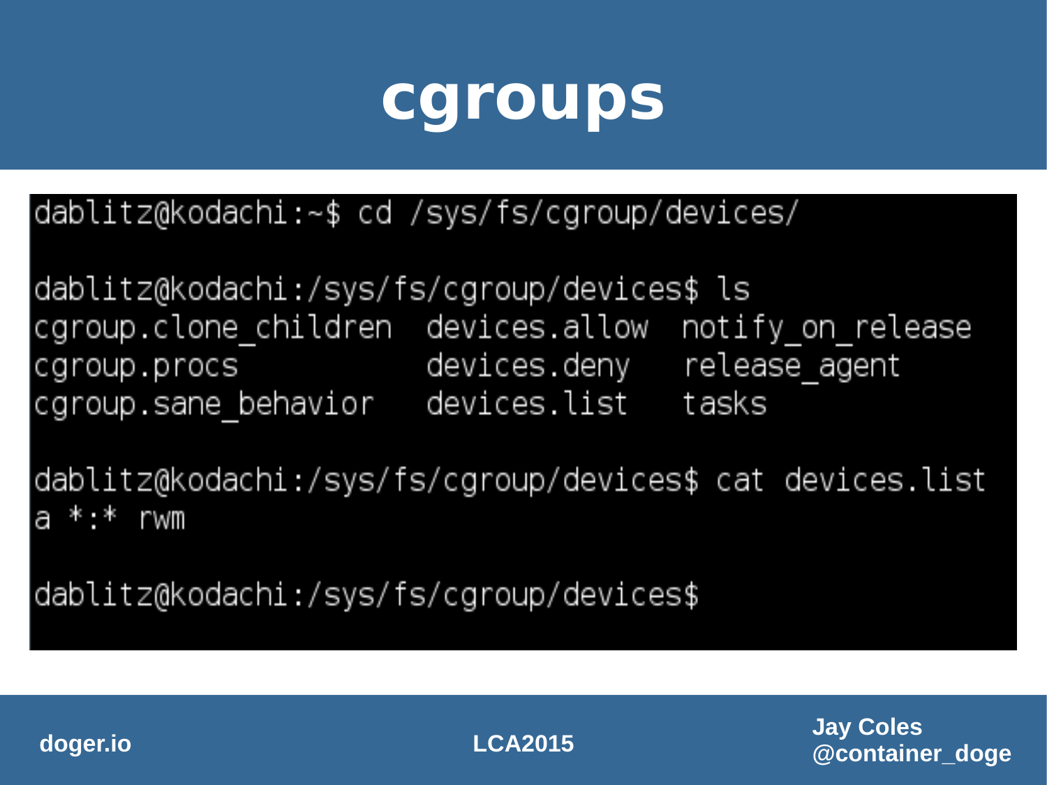# cgroups

```
dablitz@kodachi:~$ cd /sys/fs/cgroup/devices/

dablitz@kodachi:/sys/fs/cgroup/devices$ ls
cgroup.clone_children  devices.allow  notify_on_release
cgroup.procs           devices.deny   release_agent
cgroup.sane_behavior   devices.list   tasks

dablitz@kodachi:/sys/fs/cgroup/devices$ cat devices.list
a *:* rwm

dablitz@kodachi:/sys/fs/cgroup/devices$
```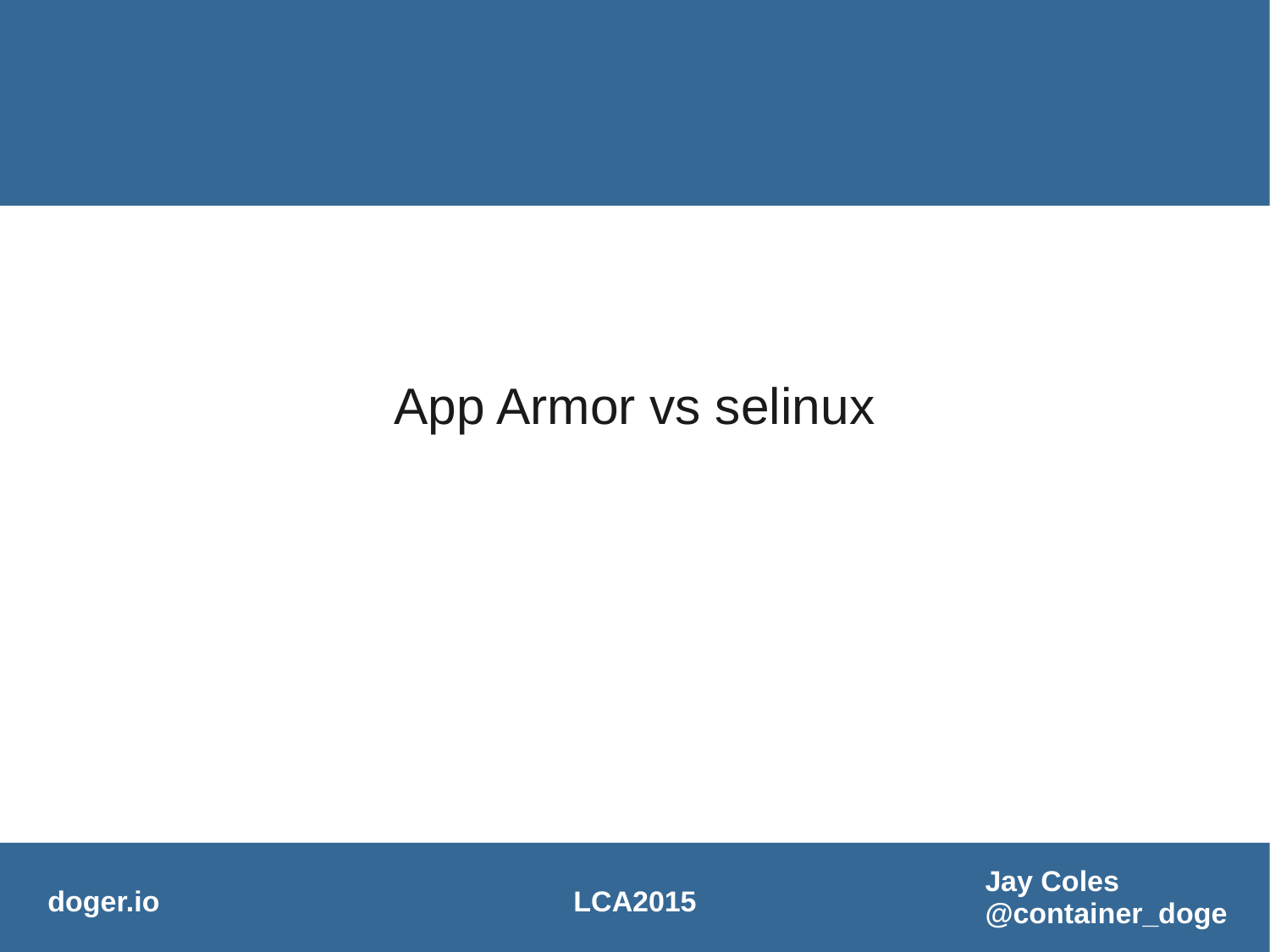App Armor vs selinux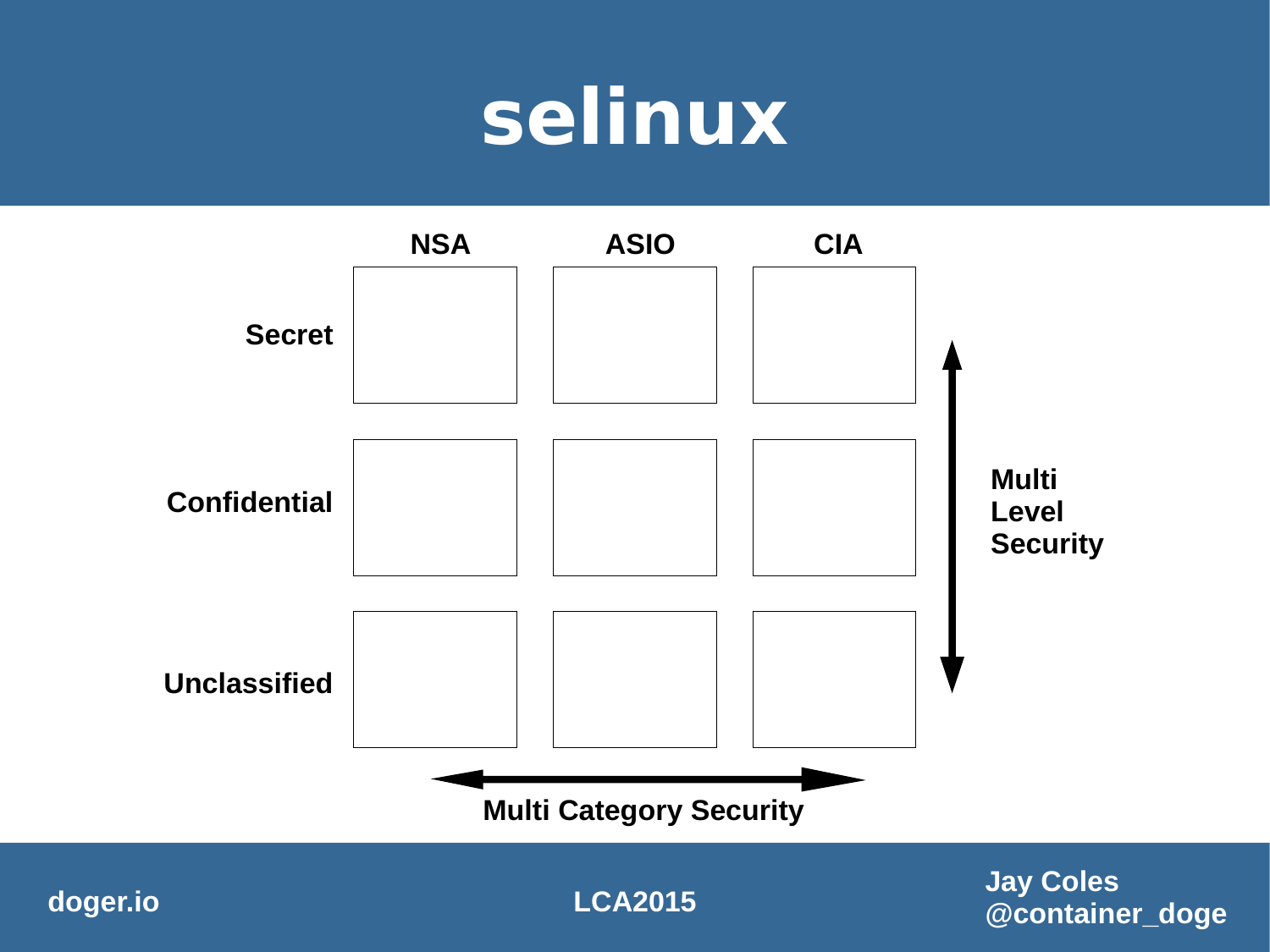# selinux

| | NSA | ASIO | CIA |
|---|---|---|---|
| Secret | | | |
| Confidential | | | |
| Unclassified | | | |

Multi Level Security

Multi Category Security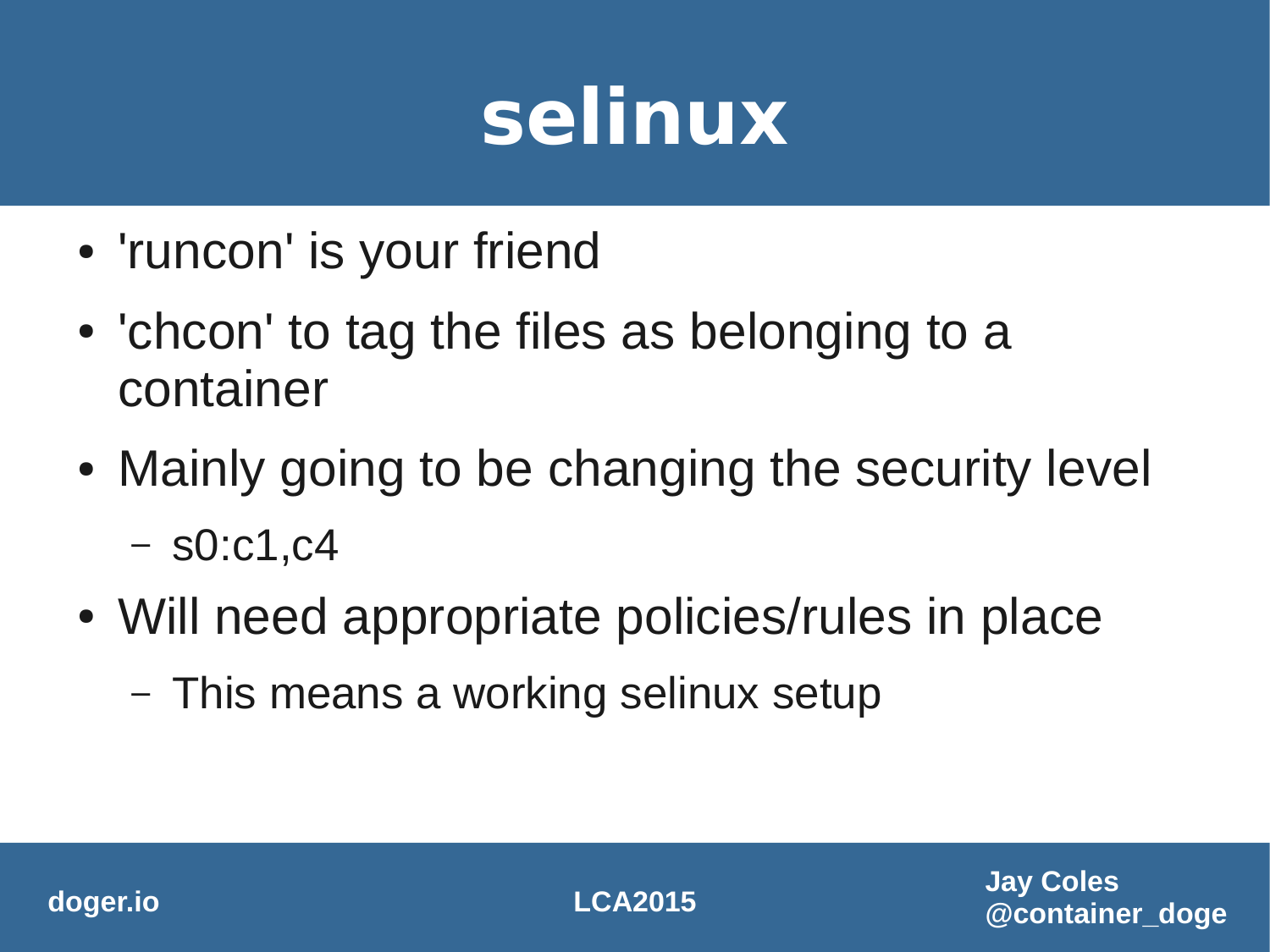# selinux

- 'runcon' is your friend
- 'chcon' to tag the files as belonging to a container
- Mainly going to be changing the security level
  - s0:c1,c4
- Will need appropriate policies/rules in place
  - This means a working selinux setup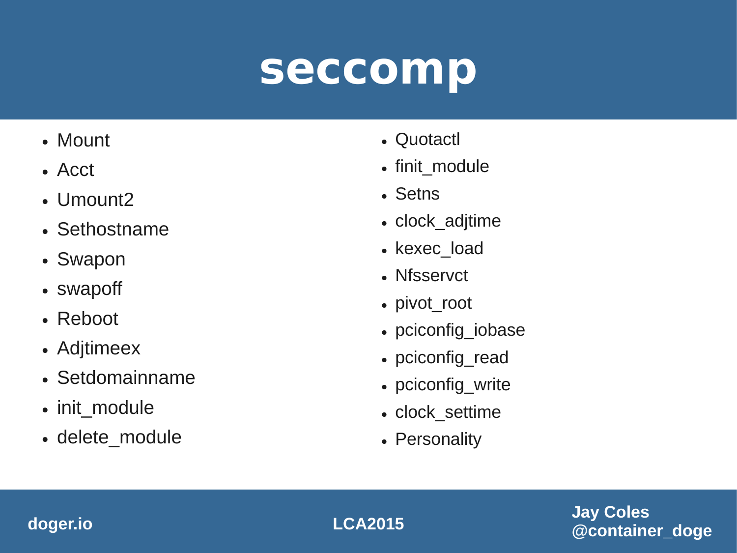# seccomp

- Mount
- Acct
- Umount2
- Sethostname
- Swapon
- swapoff
- Reboot
- Adjtimeex
- Setdomainname
- init_module
- delete_module
- Quotactl
- finit_module
- Setns
- clock_adjtime
- kexec_load
- Nfsservct
- pivot_root
- pciconfig_iobase
- pciconfig_read
- pciconfig_write
- clock_settime
- Personality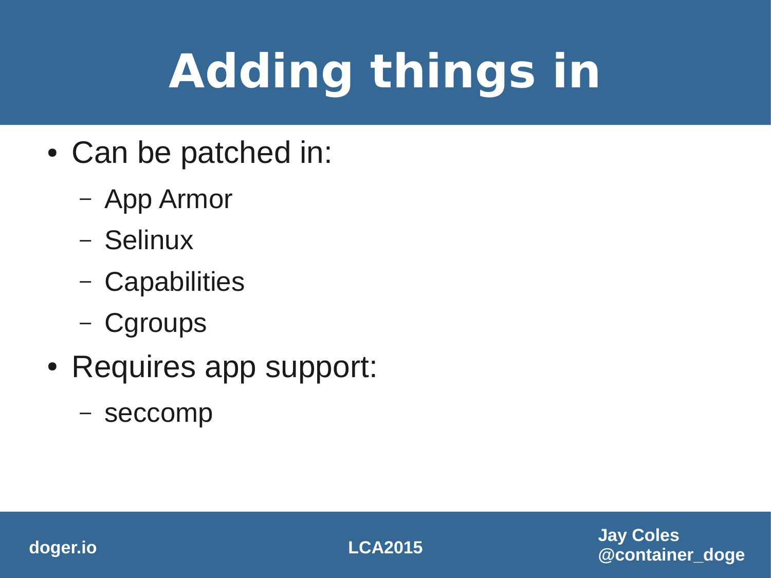# Adding things in

- Can be patched in:
  - App Armor
  - Selinux
  - Capabilities
  - Cgroups
- Requires app support:
  - seccomp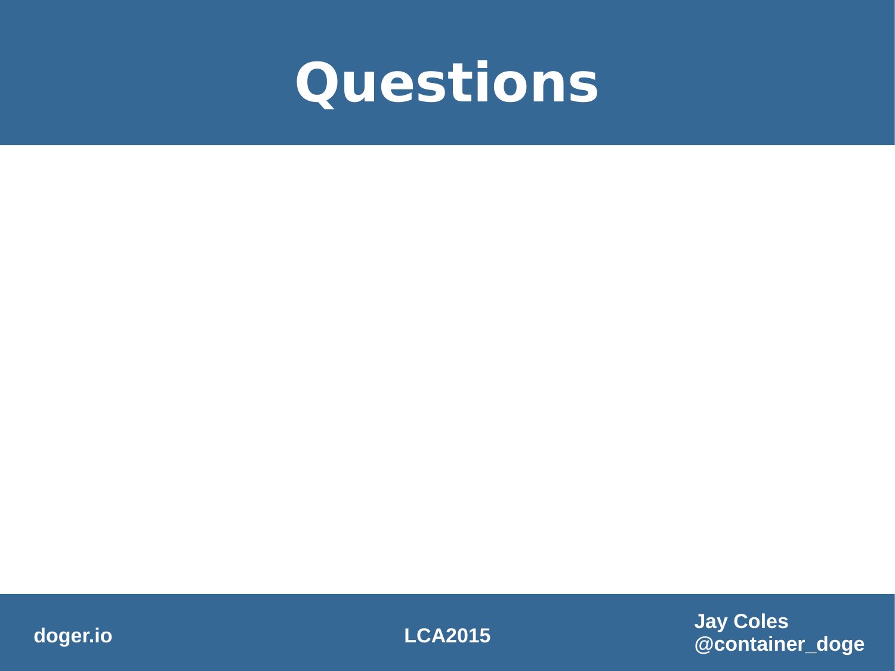# Questions